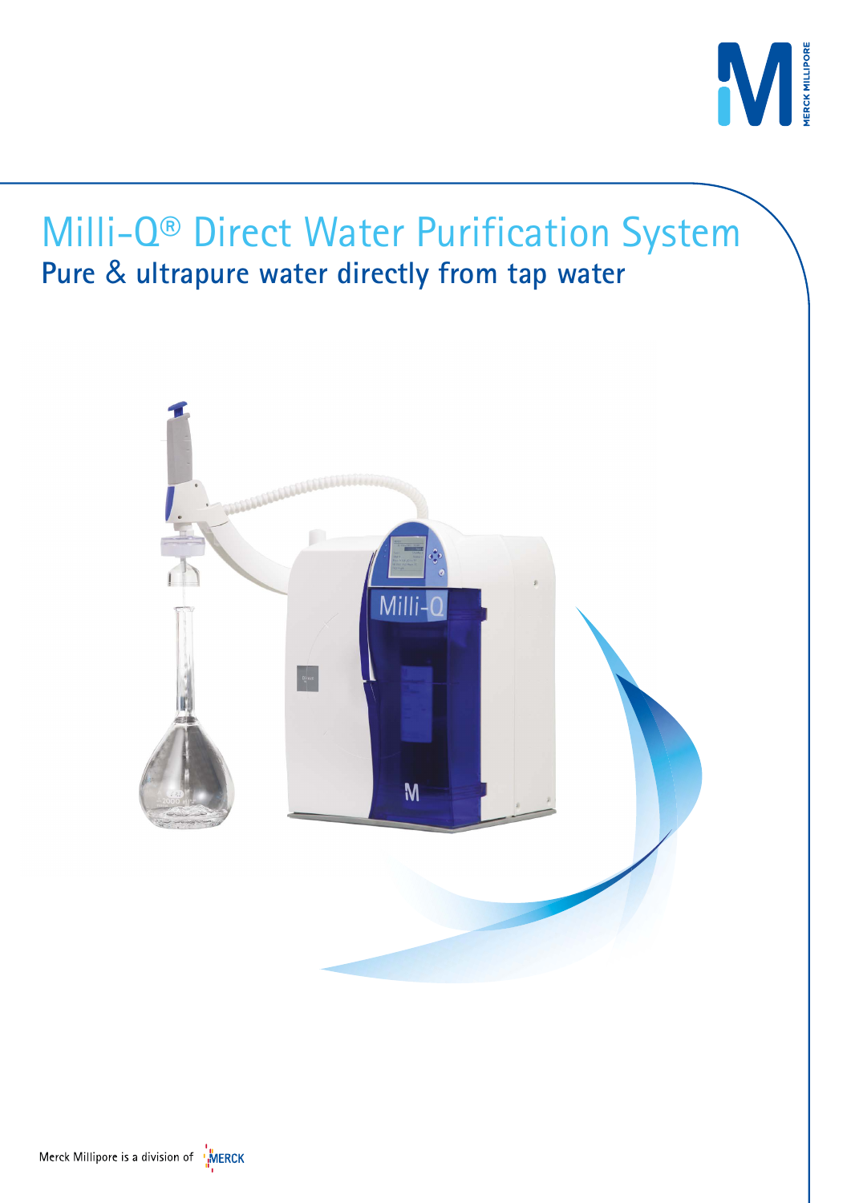# Milli-Q® Direct Water Purification System

## Pure & ultrapure water directly from tap water

Merck Millipore is a division of MERCK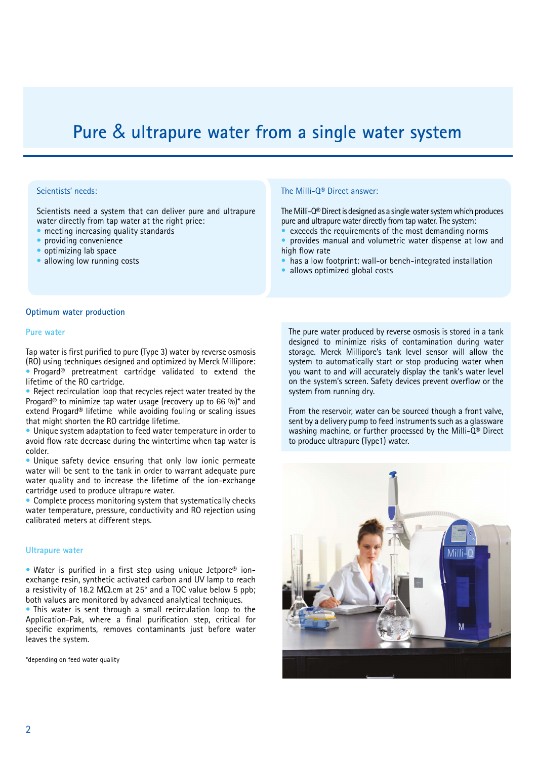# Pure & ultrapure water from a single water system

### Scientists' needs:

Scientists need a system that can deliver pure and ultrapure water directly from tap water at the right price:

- meeting increasing quality standards
- providing convenience
- optimizing lab space
- allowing low running costs

### The Milli-Q® Direct answer:

The Milli-Q® Direct is designed as a single water system which produces pure and ultrapure water directly from tap water. The system:

- exceeds the requirements of the most demanding norms
- provides manual and volumetric water dispense at low and high flow rate
- has a low footprint: wall-or bench-integrated installation
- allows optimized global costs

## Optimum water production

### Pure water

Tap water is first purified to pure (Type 3) water by reverse osmosis (RO) using techniques designed and optimized by Merck Millipore:

- Progard® pretreatment cartridge validated to extend the lifetime of the RO cartridge.
- Reject recirculation loop that recycles reject water treated by the Progard® to minimize tap water usage (recovery up to 66 %)* and extend Progard® lifetime while avoiding fouling or scaling issues that might shorten the RO cartridge lifetime.
- Unique system adaptation to feed water temperature in order to avoid flow rate decrease during the wintertime when tap water is colder.
- Unique safety device ensuring that only low ionic permeate water will be sent to the tank in order to warrant adequate pure water quality and to increase the lifetime of the ion-exchange cartridge used to produce ultrapure water.
- Complete process monitoring system that systematically checks water temperature, pressure, conductivity and RO rejection using calibrated meters at different steps.

### Ultrapure water

- Water is purified in a first step using unique Jetpore® ion-exchange resin, synthetic activated carbon and UV lamp to reach a resistivity of 18.2 MΩ.cm at 25° and a TOC value below 5 ppb; both values are monitored by advanced analytical techniques.
- This water is sent through a small recirculation loop to the Application-Pak, where a final purification step, critical for specific expriments, removes contaminants just before water leaves the system.

*depending on feed water quality

The pure water produced by reverse osmosis is stored in a tank designed to minimize risks of contamination during water storage. Merck Millipore's tank level sensor will allow the system to automatically start or stop producing water when you want to and will accurately display the tank's water level on the system's screen. Safety devices prevent overflow or the system from running dry.

From the reservoir, water can be sourced though a front valve, sent by a delivery pump to feed instruments such as a glassware washing machine, or further processed by the Milli-Q® Direct to produce ultrapure (Type1) water.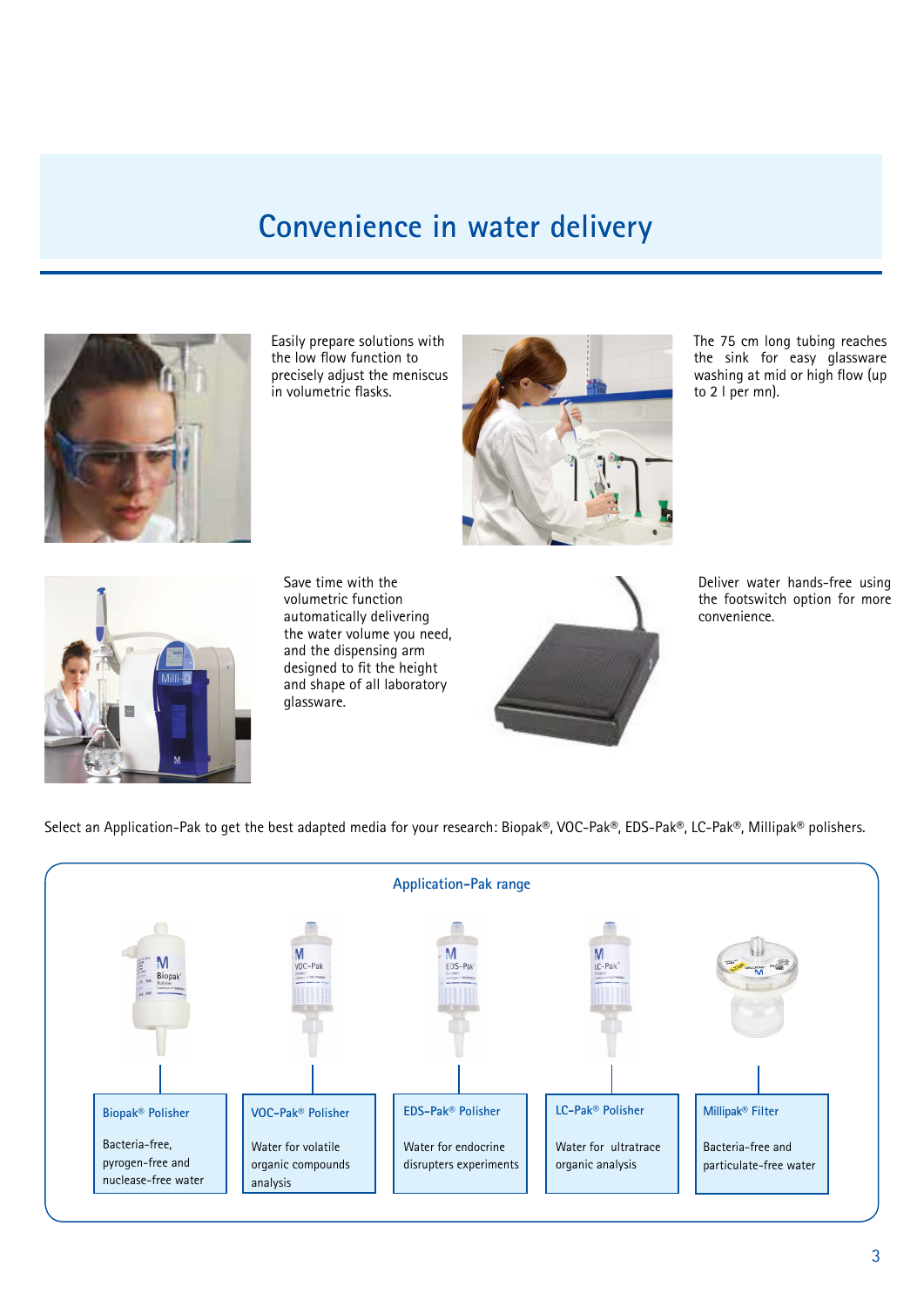# Convenience in water delivery

Easily prepare solutions with the low flow function to precisely adjust the meniscus in volumetric flasks.

The 75 cm long tubing reaches the sink for easy glassware washing at mid or high flow (up to 2 l per mn).

Save time with the volumetric function automatically delivering the water volume you need, and the dispensing arm designed to fit the height and shape of all laboratory glassware.

Deliver water hands-free using the footswitch option for more convenience.

Select an Application-Pak to get the best adapted media for your research: Biopak®, VOC-Pak®, EDS-Pak®, LC-Pak®, Millipak® polishers.

## Application-Pak range

**Biopak® Polisher**
Bacteria-free, pyrogen-free and nuclease-free water

**VOC-Pak® Polisher**
Water for volatile organic compounds analysis

**EDS-Pak® Polisher**
Water for endocrine disrupters experiments

**LC-Pak® Polisher**
Water for ultratrace organic analysis

**Millipak® Filter**
Bacteria-free and particulate-free water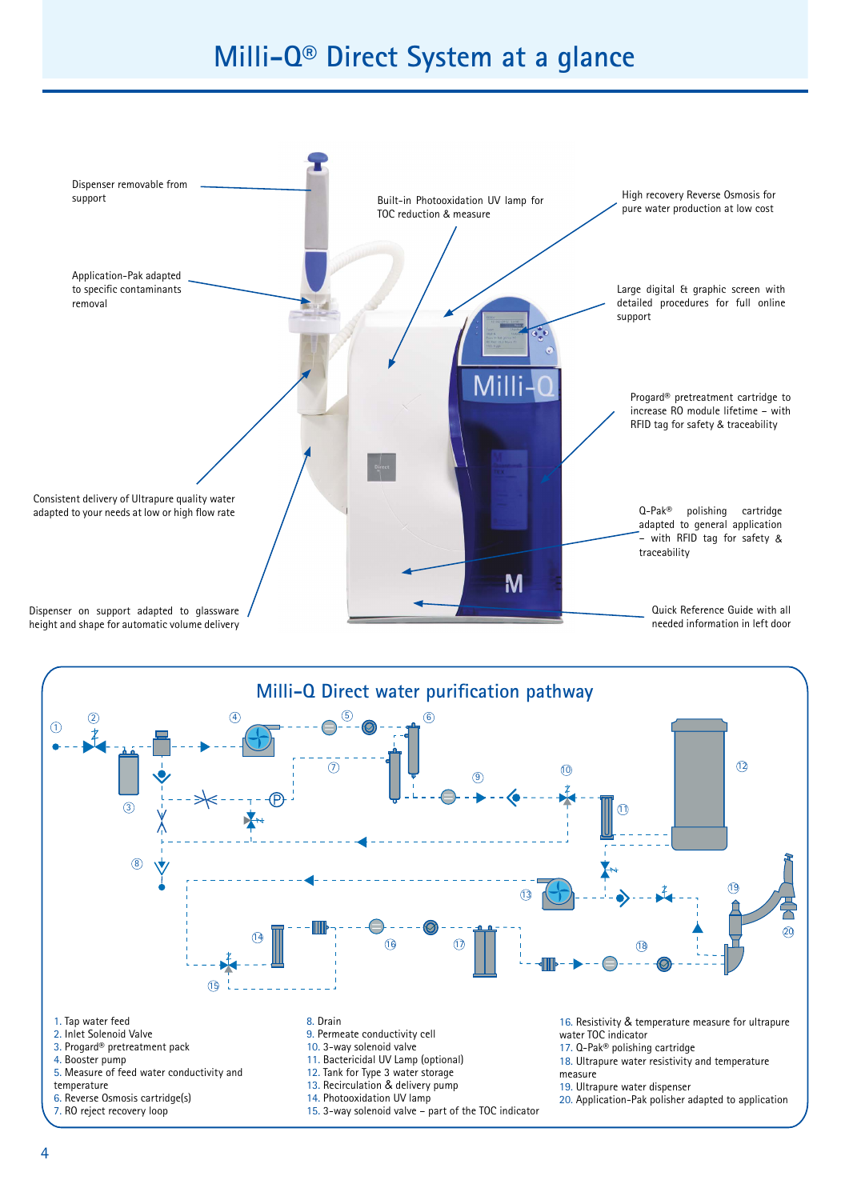# Milli-Q® Direct System at a glance

Dispenser removable from support

Application-Pak adapted to specific contaminants removal

Consistent delivery of Ultrapure quality water adapted to your needs at low or high flow rate

Dispenser on support adapted to glassware height and shape for automatic volume delivery

Built-in Photooxidation UV lamp for TOC reduction & measure

High recovery Reverse Osmosis for pure water production at low cost

Large digital & graphic screen with detailed procedures for full online support

Progard® pretreatment cartridge to increase RO module lifetime – with RFID tag for safety & traceability

Q-Pak® polishing cartridge adapted to general application – with RFID tag for safety & traceability

Quick Reference Guide with all needed information in left door

## Milli-Q Direct water purification pathway

1. Tap water feed
2. Inlet Solenoid Valve
3. Progard® pretreatment pack
4. Booster pump
5. Measure of feed water conductivity and temperature
6. Reverse Osmosis cartridge(s)
7. RO reject recovery loop
8. Drain
9. Permeate conductivity cell
10. 3-way solenoid valve
11. Bactericidal UV Lamp (optional)
12. Tank for Type 3 water storage
13. Recirculation & delivery pump
14. Photooxidation UV lamp
15. 3-way solenoid valve – part of the TOC indicator
16. Resistivity & temperature measure for ultrapure water TOC indicator
17. Q-Pak® polishing cartridge
18. Ultrapure water resistivity and temperature measure
19. Ultrapure water dispenser
20. Application-Pak polisher adapted to application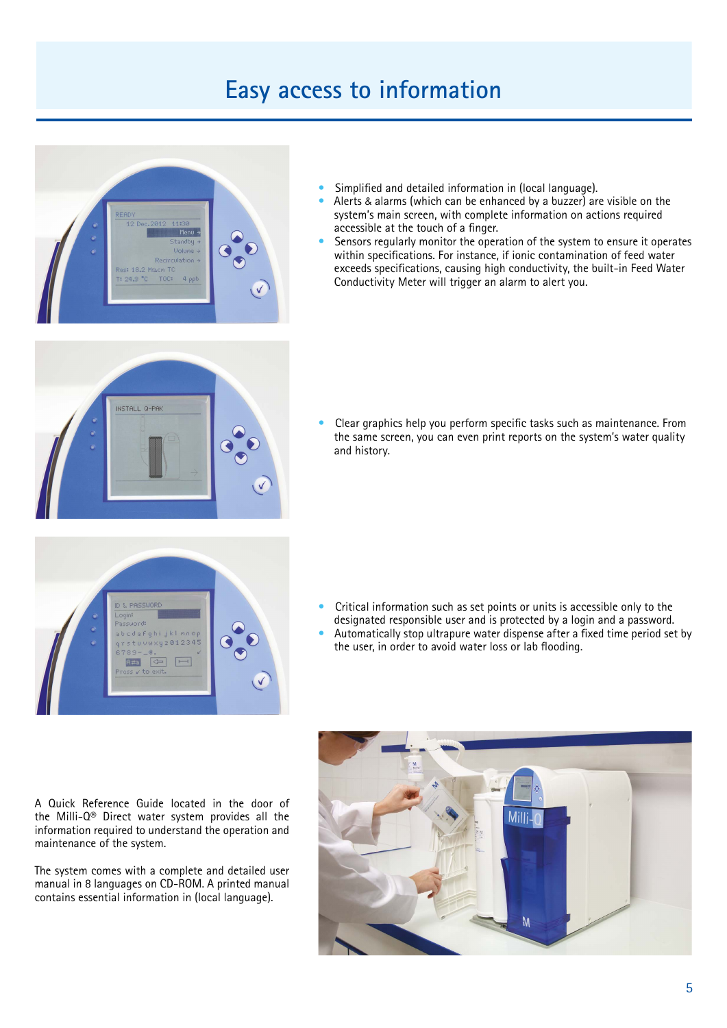# Easy access to information

- Simplified and detailed information in (local language).
- Alerts & alarms (which can be enhanced by a buzzer) are visible on the system's main screen, with complete information on actions required accessible at the touch of a finger.
- Sensors regularly monitor the operation of the system to ensure it operates within specifications. For instance, if ionic contamination of feed water exceeds specifications, causing high conductivity, the built-in Feed Water Conductivity Meter will trigger an alarm to alert you.

- Clear graphics help you perform specific tasks such as maintenance. From the same screen, you can even print reports on the system's water quality and history.

- Critical information such as set points or units is accessible only to the designated responsible user and is protected by a login and a password.
- Automatically stop ultrapure water dispense after a fixed time period set by the user, in order to avoid water loss or lab flooding.

A Quick Reference Guide located in the door of the Milli-Q® Direct water system provides all the information required to understand the operation and maintenance of the system.

The system comes with a complete and detailed user manual in 8 languages on CD-ROM. A printed manual contains essential information in (local language).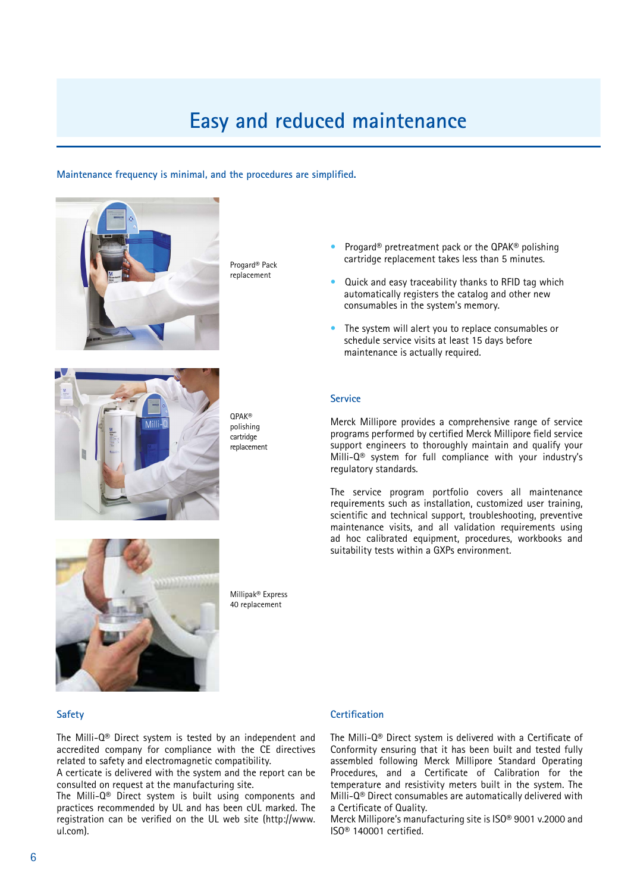# Easy and reduced maintenance

**Maintenance frequency is minimal, and the procedures are simplified.**

Progard® Pack replacement

QPAK® polishing cartridge replacement

Millipak® Express 40 replacement

- Progard® pretreatment pack or the QPAK® polishing cartridge replacement takes less than 5 minutes.
- Quick and easy traceability thanks to RFID tag which automatically registers the catalog and other new consumables in the system's memory.
- The system will alert you to replace consumables or schedule service visits at least 15 days before maintenance is actually required.

## Service

Merck Millipore provides a comprehensive range of service programs performed by certified Merck Millipore field service support engineers to thoroughly maintain and qualify your Milli-Q® system for full compliance with your industry's regulatory standards.

The service program portfolio covers all maintenance requirements such as installation, customized user training, scientific and technical support, troubleshooting, preventive maintenance visits, and all validation requirements using ad hoc calibrated equipment, procedures, workbooks and suitability tests within a GXPs environment.

## Safety

The Milli-Q® Direct system is tested by an independent and accredited company for compliance with the CE directives related to safety and electromagnetic compatibility.
A certicate is delivered with the system and the report can be consulted on request at the manufacturing site.
The Milli-Q® Direct system is built using components and practices recommended by UL and has been cUL marked. The registration can be verified on the UL web site (http://www.ul.com).

## Certification

The Milli-Q® Direct system is delivered with a Certificate of Conformity ensuring that it has been built and tested fully assembled following Merck Millipore Standard Operating Procedures, and a Certificate of Calibration for the temperature and resistivity meters built in the system. The Milli-Q® Direct consumables are automatically delivered with a Certificate of Quality.
Merck Millipore's manufacturing site is ISO® 9001 v.2000 and ISO® 140001 certified.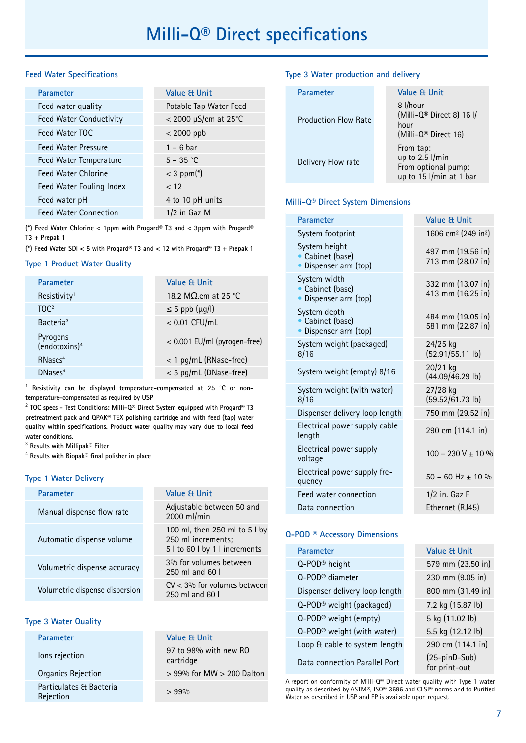# Milli-Q® Direct specifications

## Feed Water Specifications

| Parameter | Value & Unit |
|---|---|
| Feed water quality | Potable Tap Water Feed |
| Feed Water Conductivity | < 2000 µS/cm at 25°C |
| Feed Water TOC | < 2000 ppb |
| Feed Water Pressure | 1 – 6 bar |
| Feed Water Temperature | 5 – 35 °C |
| Feed Water Chlorine | < 3 ppm(*) |
| Feed Water Fouling Index | < 12 |
| Feed water pH | 4 to 10 pH units |
| Feed Water Connection | 1/2 in Gaz M |

**(*) Feed Water Chlorine < 1ppm with Progard® T3 and < 3ppm with Progard® T3 + Prepak 1**

**(*) Feed Water SDI < 5 with Progard® T3 and < 12 with Progard® T3 + Prepak 1**

## Type 1 Product Water Quality

| Parameter | Value & Unit |
|---|---|
| Resistivity[1] | 18.2 MΩ.cm at 25 °C |
| TOC[2] | ≤ 5 ppb (µg/l) |
| Bacteria[3] | < 0.01 CFU/mL |
| Pyrogens (endotoxins)[4] | < 0.001 EU/ml (pyrogen-free) |
| RNases[4] | < 1 pg/mL (RNase-free) |
| DNases[4] | < 5 pg/mL (DNase-free) |

[1] Resistivity can be displayed temperature-compensated at 25 °C or non-temperature-compensated as required by USP

[2] **TOC specs - Test Conditions: Milli-Q® Direct System equipped with Progard® T3 pretreatment pack and QPAK® TEX polishing cartridge and with feed (tap) water quality within specifications. Product water quality may vary due to local feed water conditions.**

[3] Results with Millipak® Filter

[4] Results with Biopak® final polisher in place

## Type 1 Water Delivery

| Parameter | Value & Unit |
|---|---|
| Manual dispense flow rate | Adjustable between 50 and 2000 ml/min |
| Automatic dispense volume | 100 ml, then 250 ml to 5 l by 250 ml increments; 5 l to 60 l by 1 l increments |
| Volumetric dispense accuracy | 3% for volumes between 250 ml and 60 l |
| Volumetric dispense dispersion | CV < 3% for volumes between 250 ml and 60 l |

## Type 3 Water Quality

| Parameter | Value & Unit |
|---|---|
| Ions rejection | 97 to 98% with new RO cartridge |
| Organics Rejection | > 99% for MW > 200 Dalton |
| Particulates & Bacteria Rejection | > 99% |

## Type 3 Water production and delivery

| Parameter | Value & Unit |
|---|---|
| Production Flow Rate | 8 l/hour (Milli-Q® Direct 8) 16 l/hour (Milli-Q® Direct 16) |
| Delivery Flow rate | From tap: up to 2.5 l/min From optional pump: up to 15 l/min at 1 bar |

## Milli-Q® Direct System Dimensions

| Parameter | Value & Unit |
|---|---|
| System footprint | 1606 cm² (249 in²) |
| System height<br>• Cabinet (base)<br>• Dispenser arm (top) | 497 mm (19.56 in)<br>713 mm (28.07 in) |
| System width<br>• Cabinet (base)<br>• Dispenser arm (top) | 332 mm (13.07 in)<br>413 mm (16.25 in) |
| System depth<br>• Cabinet (base)<br>• Dispenser arm (top) | 484 mm (19.05 in)<br>581 mm (22.87 in) |
| System weight (packaged) 8/16 | 24/25 kg (52.91/55.11 lb) |
| System weight (empty) 8/16 | 20/21 kg (44.09/46.29 lb) |
| System weight (with water) 8/16 | 27/28 kg (59.52/61.73 lb) |
| Dispenser delivery loop length | 750 mm (29.52 in) |
| Electrical power supply cable length | 290 cm (114.1 in) |
| Electrical power supply voltage | 100 – 230 V ± 10 % |
| Electrical power supply frequency | 50 – 60 Hz ± 10 % |
| Feed water connection | 1/2 in. Gaz F |
| Data connection | Ethernet (RJ45) |

## Q-POD ® Accessory Dimensions

| Parameter | Value & Unit |
|---|---|
| Q-POD® height | 579 mm (23.50 in) |
| Q-POD® diameter | 230 mm (9.05 in) |
| Dispenser delivery loop length | 800 mm (31.49 in) |
| Q-POD® weight (packaged) | 7.2 kg (15.87 lb) |
| Q-POD® weight (empty) | 5 kg (11.02 lb) |
| Q-POD® weight (with water) | 5.5 kg (12.12 lb) |
| Loop & cable to system length | 290 cm (114.1 in) |
| Data connection Parallel Port | (25-pinD-Sub) for print-out |

A report on conformity of Milli-Q® Direct water quality with Type 1 water quality as described by ASTM®, ISO® 3696 and CLSI® norms and to Purified Water as described in USP and EP is available upon request.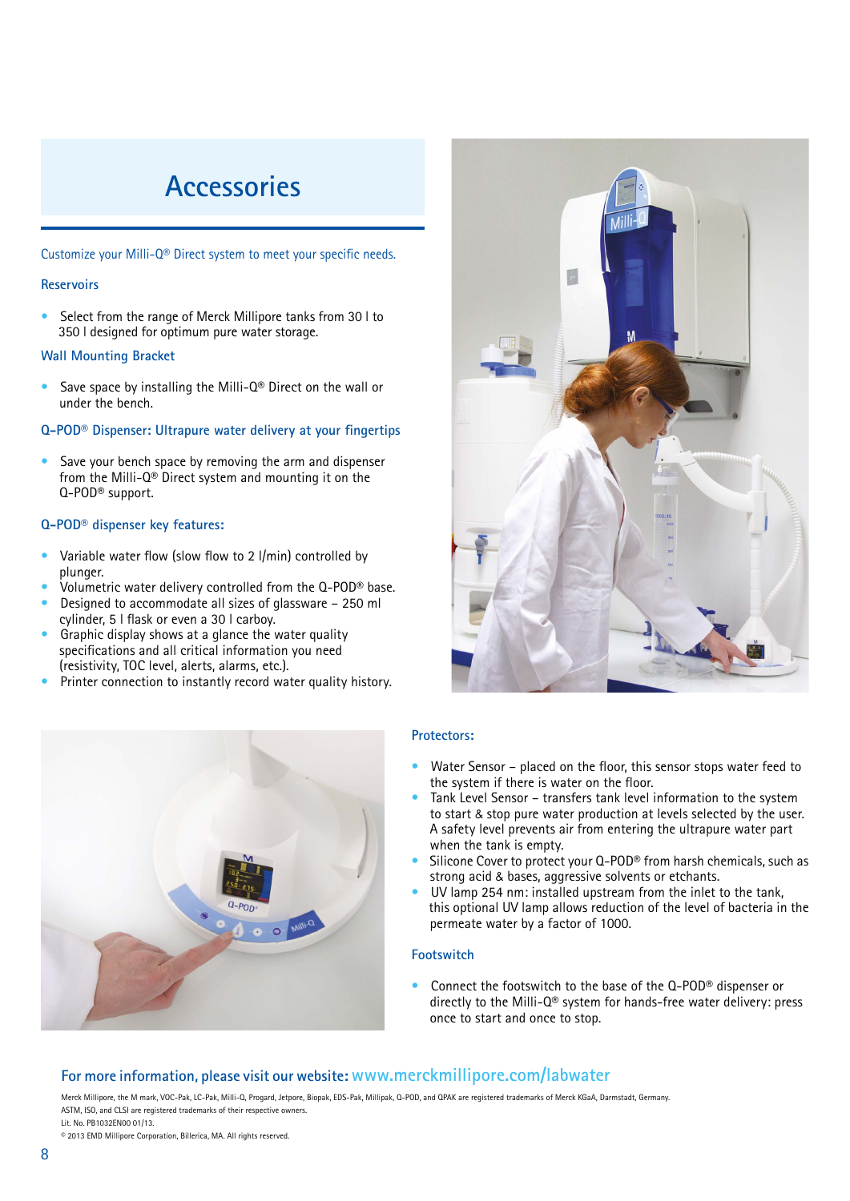# Accessories

Customize your Milli-Q® Direct system to meet your specific needs.

## Reservoirs

- Select from the range of Merck Millipore tanks from 30 l to 350 l designed for optimum pure water storage.

## Wall Mounting Bracket

- Save space by installing the Milli-Q® Direct on the wall or under the bench.

## Q-POD® Dispenser: Ultrapure water delivery at your fingertips

- Save your bench space by removing the arm and dispenser from the Milli-Q® Direct system and mounting it on the Q-POD® support.

## Q-POD® dispenser key features:

- Variable water flow (slow flow to 2 l/min) controlled by plunger.
- Volumetric water delivery controlled from the Q-POD® base.
- Designed to accommodate all sizes of glassware – 250 ml cylinder, 5 l flask or even a 30 l carboy.
- Graphic display shows at a glance the water quality specifications and all critical information you need (resistivity, TOC level, alerts, alarms, etc.).
- Printer connection to instantly record water quality history.

## Protectors:

- Water Sensor – placed on the floor, this sensor stops water feed to the system if there is water on the floor.
- Tank Level Sensor – transfers tank level information to the system to start & stop pure water production at levels selected by the user. A safety level prevents air from entering the ultrapure water part when the tank is empty.
- Silicone Cover to protect your Q-POD® from harsh chemicals, such as strong acid & bases, aggressive solvents or etchants.
- UV lamp 254 nm: installed upstream from the inlet to the tank, this optional UV lamp allows reduction of the level of bacteria in the permeate water by a factor of 1000.

## Footswitch

- Connect the footswitch to the base of the Q-POD® dispenser or directly to the Milli-Q® system for hands-free water delivery: press once to start and once to stop.

**For more information, please visit our website:** www.merckmillipore.com/labwater

Merck Millipore, the M mark, VOC-Pak, LC-Pak, Milli-Q, Progard, Jetpore, Biopak, EDS-Pak, Millipak, Q-POD, and QPAK are registered trademarks of Merck KGaA, Darmstadt, Germany.
ASTM, ISO, and CLSI are registered trademarks of their respective owners.
Lit. No. PB1032EN00 01/13.
© 2013 EMD Millipore Corporation, Billerica, MA. All rights reserved.